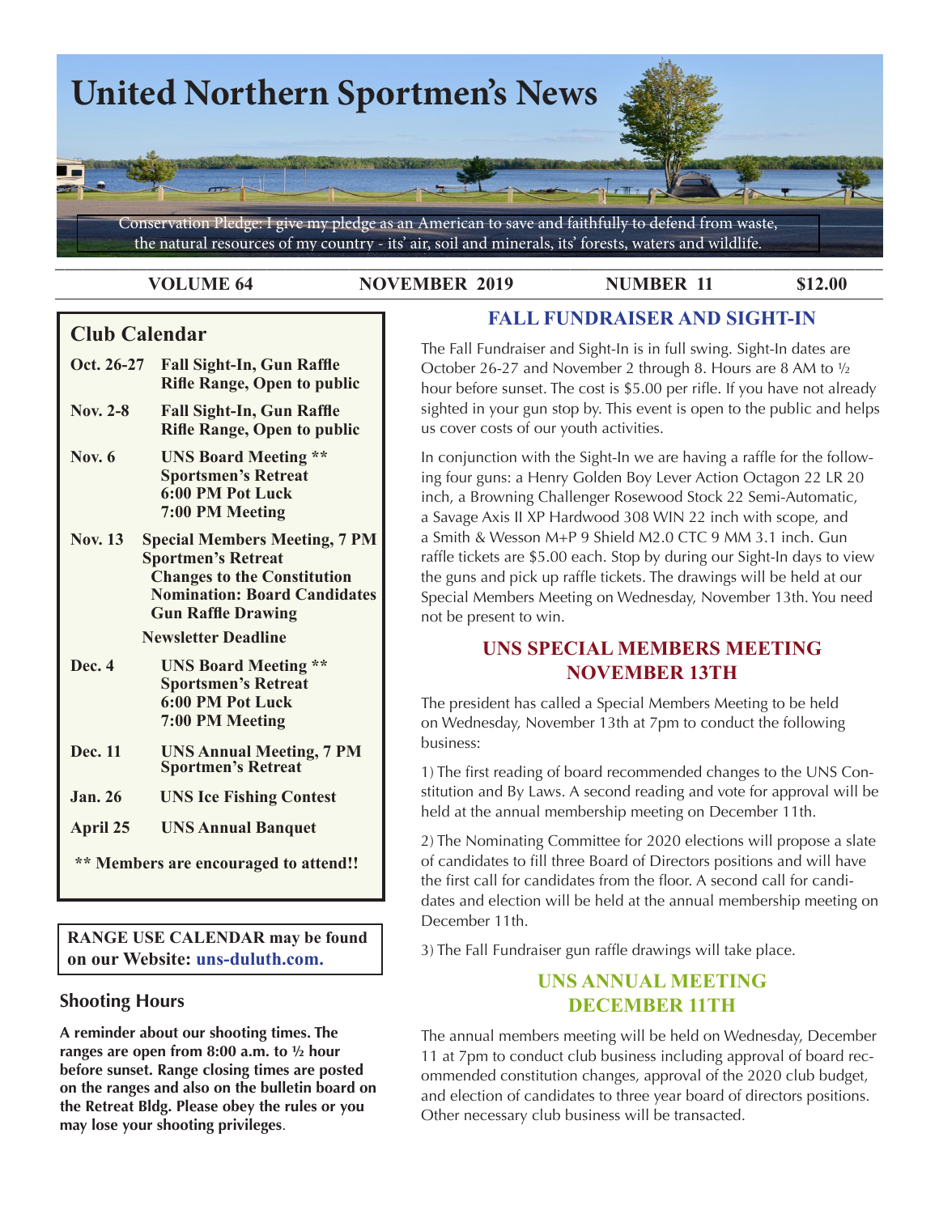# United Northern Sportmen's News

Conservation Pledge: I give my pledge as an American to save and faithfully to defend from waste, the natural resources of my country - its' air, soil and minerals, its' forests, waters and wildlife.

**VOLUME 64** **NOVEMBER 2019** **NUMBER 11** **$12.00**

## Club Calendar

| | |
|---|---|
| **Oct. 26-27** | **Fall Sight-In, Gun Raffle Rifle Range, Open to public** |
| **Nov. 2-8** | **Fall Sight-In, Gun Raffle Rifle Range, Open to public** |
| **Nov. 6** | **UNS Board Meeting ** Sportsmen's Retreat 6:00 PM Pot Luck 7:00 PM Meeting** |
| **Nov. 13** | **Special Members Meeting, 7 PM Sportmen's Retreat Changes to the Constitution Nomination: Board Candidates Gun Raffle Drawing** |
| | **Newsletter Deadline** |
| **Dec. 4** | **UNS Board Meeting ** Sportsmen's Retreat 6:00 PM Pot Luck 7:00 PM Meeting** |
| **Dec. 11** | **UNS Annual Meeting, 7 PM Sportmen's Retreat** |
| **Jan. 26** | **UNS Ice Fishing Contest** |
| **April 25** | **UNS Annual Banquet** |

**** Members are encouraged to attend!!**

**RANGE USE CALENDAR may be found on our Website: uns-duluth.com.**

### Shooting Hours

**A reminder about our shooting times. The ranges are open from 8:00 a.m. to ½ hour before sunset. Range closing times are posted on the ranges and also on the bulletin board on the Retreat Bldg. Please obey the rules or you may lose your shooting privileges**.

## FALL FUNDRAISER AND SIGHT-IN

The Fall Fundraiser and Sight-In is in full swing. Sight-In dates are October 26-27 and November 2 through 8. Hours are 8 AM to ½ hour before sunset. The cost is $5.00 per rifle. If you have not already sighted in your gun stop by. This event is open to the public and helps us cover costs of our youth activities.

In conjunction with the Sight-In we are having a raffle for the following four guns: a Henry Golden Boy Lever Action Octagon 22 LR 20 inch, a Browning Challenger Rosewood Stock 22 Semi-Automatic, a Savage Axis II XP Hardwood 308 WIN 22 inch with scope, and a Smith & Wesson M+P 9 Shield M2.0 CTC 9 MM 3.1 inch. Gun raffle tickets are $5.00 each. Stop by during our Sight-In days to view the guns and pick up raffle tickets. The drawings will be held at our Special Members Meeting on Wednesday, November 13th. You need not be present to win.

## UNS SPECIAL MEMBERS MEETING NOVEMBER 13TH

The president has called a Special Members Meeting to be held on Wednesday, November 13th at 7pm to conduct the following business:

1) The first reading of board recommended changes to the UNS Constitution and By Laws. A second reading and vote for approval will be held at the annual membership meeting on December 11th.

2) The Nominating Committee for 2020 elections will propose a slate of candidates to fill three Board of Directors positions and will have the first call for candidates from the floor. A second call for candidates and election will be held at the annual membership meeting on December 11th.

3) The Fall Fundraiser gun raffle drawings will take place.

## UNS ANNUAL MEETING DECEMBER 11TH

The annual members meeting will be held on Wednesday, December 11 at 7pm to conduct club business including approval of board recommended constitution changes, approval of the 2020 club budget, and election of candidates to three year board of directors positions. Other necessary club business will be transacted.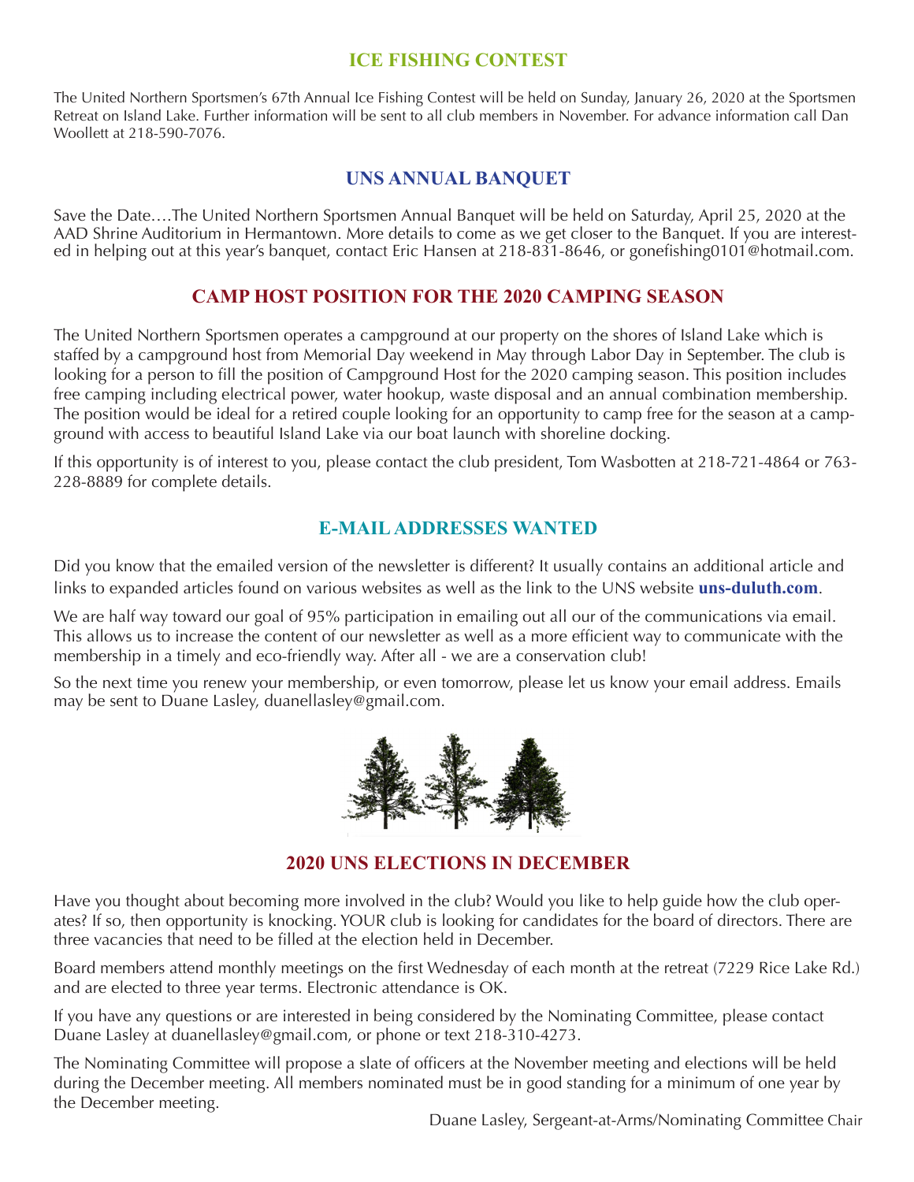## ICE FISHING CONTEST

The United Northern Sportsmen's 67th Annual Ice Fishing Contest will be held on Sunday, January 26, 2020 at the Sportsmen Retreat on Island Lake. Further information will be sent to all club members in November. For advance information call Dan Woollett at 218-590-7076.

## UNS ANNUAL BANQUET

Save the Date….The United Northern Sportsmen Annual Banquet will be held on Saturday, April 25, 2020 at the AAD Shrine Auditorium in Hermantown. More details to come as we get closer to the Banquet. If you are interested in helping out at this year's banquet, contact Eric Hansen at 218-831-8646, or gonefishing0101@hotmail.com.

## CAMP HOST POSITION FOR THE 2020 CAMPING SEASON

The United Northern Sportsmen operates a campground at our property on the shores of Island Lake which is staffed by a campground host from Memorial Day weekend in May through Labor Day in September. The club is looking for a person to fill the position of Campground Host for the 2020 camping season. This position includes free camping including electrical power, water hookup, waste disposal and an annual combination membership. The position would be ideal for a retired couple looking for an opportunity to camp free for the season at a campground with access to beautiful Island Lake via our boat launch with shoreline docking.

If this opportunity is of interest to you, please contact the club president, Tom Wasbotten at 218-721-4864 or 763-228-8889 for complete details.

## E-MAIL ADDRESSES WANTED

Did you know that the emailed version of the newsletter is different? It usually contains an additional article and links to expanded articles found on various websites as well as the link to the UNS website **uns-duluth.com**.

We are half way toward our goal of 95% participation in emailing out all our of the communications via email. This allows us to increase the content of our newsletter as well as a more efficient way to communicate with the membership in a timely and eco-friendly way. After all - we are a conservation club!

So the next time you renew your membership, or even tomorrow, please let us know your email address. Emails may be sent to Duane Lasley, duanellasley@gmail.com.

## 2020 UNS ELECTIONS IN DECEMBER

Have you thought about becoming more involved in the club? Would you like to help guide how the club operates? If so, then opportunity is knocking. YOUR club is looking for candidates for the board of directors. There are three vacancies that need to be filled at the election held in December.

Board members attend monthly meetings on the first Wednesday of each month at the retreat (7229 Rice Lake Rd.) and are elected to three year terms. Electronic attendance is OK.

If you have any questions or are interested in being considered by the Nominating Committee, please contact Duane Lasley at duanellasley@gmail.com, or phone or text 218-310-4273.

The Nominating Committee will propose a slate of officers at the November meeting and elections will be held during the December meeting. All members nominated must be in good standing for a minimum of one year by the December meeting.

Duane Lasley, Sergeant-at-Arms/Nominating Committee Chair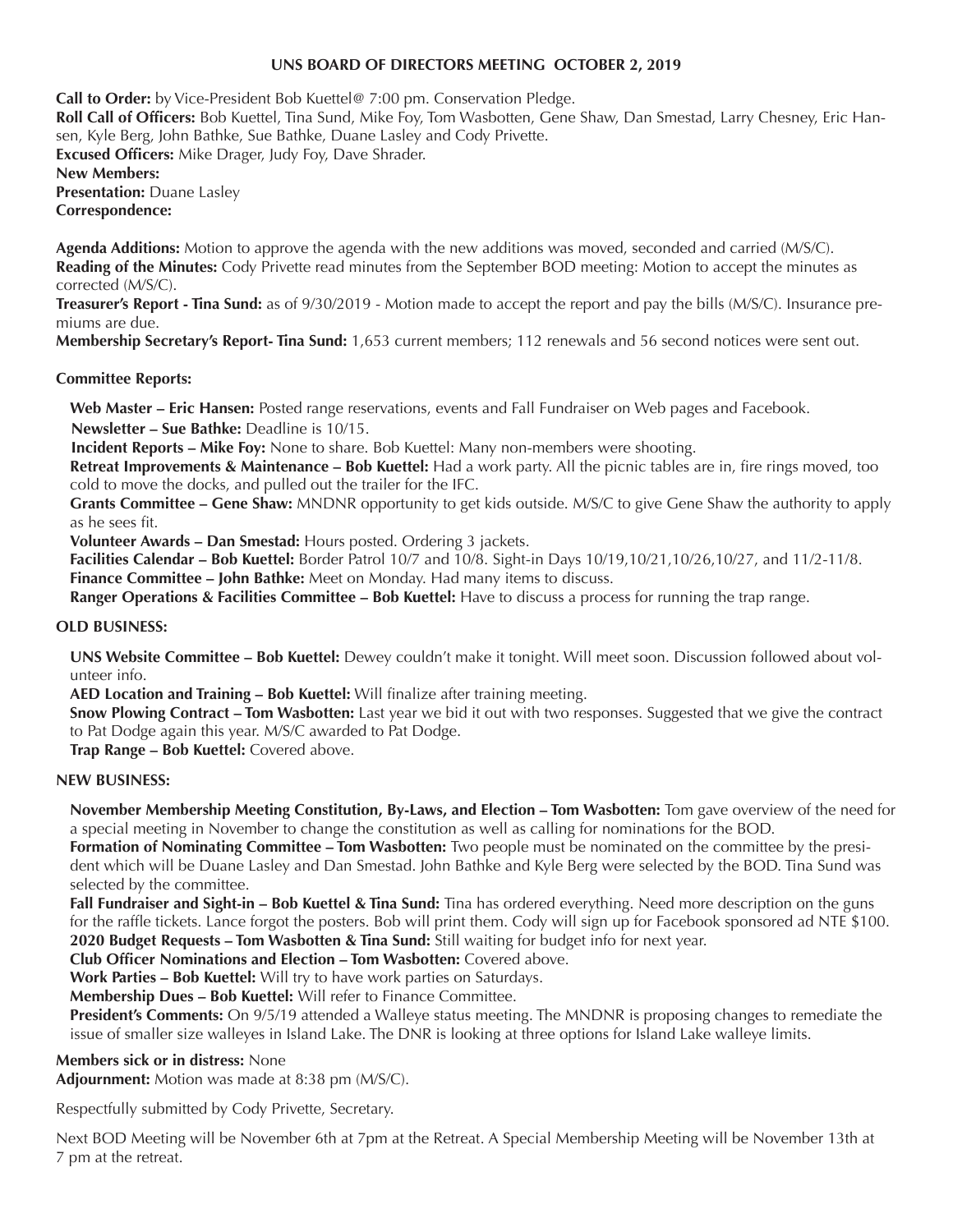# UNS BOARD OF DIRECTORS MEETING OCTOBER 2, 2019

**Call to Order:** by Vice-President Bob Kuettel@ 7:00 pm. Conservation Pledge.
**Roll Call of Officers:** Bob Kuettel, Tina Sund, Mike Foy, Tom Wasbotten, Gene Shaw, Dan Smestad, Larry Chesney, Eric Hansen, Kyle Berg, John Bathke, Sue Bathke, Duane Lasley and Cody Privette.
**Excused Officers:** Mike Drager, Judy Foy, Dave Shrader.
**New Members:**
**Presentation:** Duane Lasley
**Correspondence:**

**Agenda Additions:** Motion to approve the agenda with the new additions was moved, seconded and carried (M/S/C).
**Reading of the Minutes:** Cody Privette read minutes from the September BOD meeting: Motion to accept the minutes as corrected (M/S/C).
**Treasurer's Report - Tina Sund:** as of 9/30/2019 - Motion made to accept the report and pay the bills (M/S/C). Insurance premiums are due.
**Membership Secretary's Report- Tina Sund:** 1,653 current members; 112 renewals and 56 second notices were sent out.

**Committee Reports:**

**Web Master – Eric Hansen:** Posted range reservations, events and Fall Fundraiser on Web pages and Facebook.
**Newsletter – Sue Bathke:** Deadline is 10/15.
**Incident Reports – Mike Foy:** None to share. Bob Kuettel: Many non-members were shooting.
**Retreat Improvements & Maintenance – Bob Kuettel:** Had a work party. All the picnic tables are in, fire rings moved, too cold to move the docks, and pulled out the trailer for the IFC.
**Grants Committee – Gene Shaw:** MNDNR opportunity to get kids outside. M/S/C to give Gene Shaw the authority to apply as he sees fit.
**Volunteer Awards – Dan Smestad:** Hours posted. Ordering 3 jackets.
**Facilities Calendar – Bob Kuettel:** Border Patrol 10/7 and 10/8. Sight-in Days 10/19,10/21,10/26,10/27, and 11/2-11/8.
**Finance Committee – John Bathke:** Meet on Monday. Had many items to discuss.
**Ranger Operations & Facilities Committee – Bob Kuettel:** Have to discuss a process for running the trap range.

**OLD BUSINESS:**

**UNS Website Committee – Bob Kuettel:** Dewey couldn't make it tonight. Will meet soon. Discussion followed about volunteer info.
**AED Location and Training – Bob Kuettel:** Will finalize after training meeting.
**Snow Plowing Contract – Tom Wasbotten:** Last year we bid it out with two responses. Suggested that we give the contract to Pat Dodge again this year. M/S/C awarded to Pat Dodge.
**Trap Range – Bob Kuettel:** Covered above.

**NEW BUSINESS:**

**November Membership Meeting Constitution, By-Laws, and Election – Tom Wasbotten:** Tom gave overview of the need for a special meeting in November to change the constitution as well as calling for nominations for the BOD.
**Formation of Nominating Committee – Tom Wasbotten:** Two people must be nominated on the committee by the president which will be Duane Lasley and Dan Smestad. John Bathke and Kyle Berg were selected by the BOD. Tina Sund was selected by the committee.
**Fall Fundraiser and Sight-in – Bob Kuettel & Tina Sund:** Tina has ordered everything. Need more description on the guns for the raffle tickets. Lance forgot the posters. Bob will print them. Cody will sign up for Facebook sponsored ad NTE $100.
**2020 Budget Requests – Tom Wasbotten & Tina Sund:** Still waiting for budget info for next year.
**Club Officer Nominations and Election – Tom Wasbotten:** Covered above.
**Work Parties – Bob Kuettel:** Will try to have work parties on Saturdays.
**Membership Dues – Bob Kuettel:** Will refer to Finance Committee.
**President's Comments:** On 9/5/19 attended a Walleye status meeting. The MNDNR is proposing changes to remediate the issue of smaller size walleyes in Island Lake. The DNR is looking at three options for Island Lake walleye limits.

**Members sick or in distress:** None
**Adjournment:** Motion was made at 8:38 pm (M/S/C).

Respectfully submitted by Cody Privette, Secretary.

Next BOD Meeting will be November 6th at 7pm at the Retreat. A Special Membership Meeting will be November 13th at 7 pm at the retreat.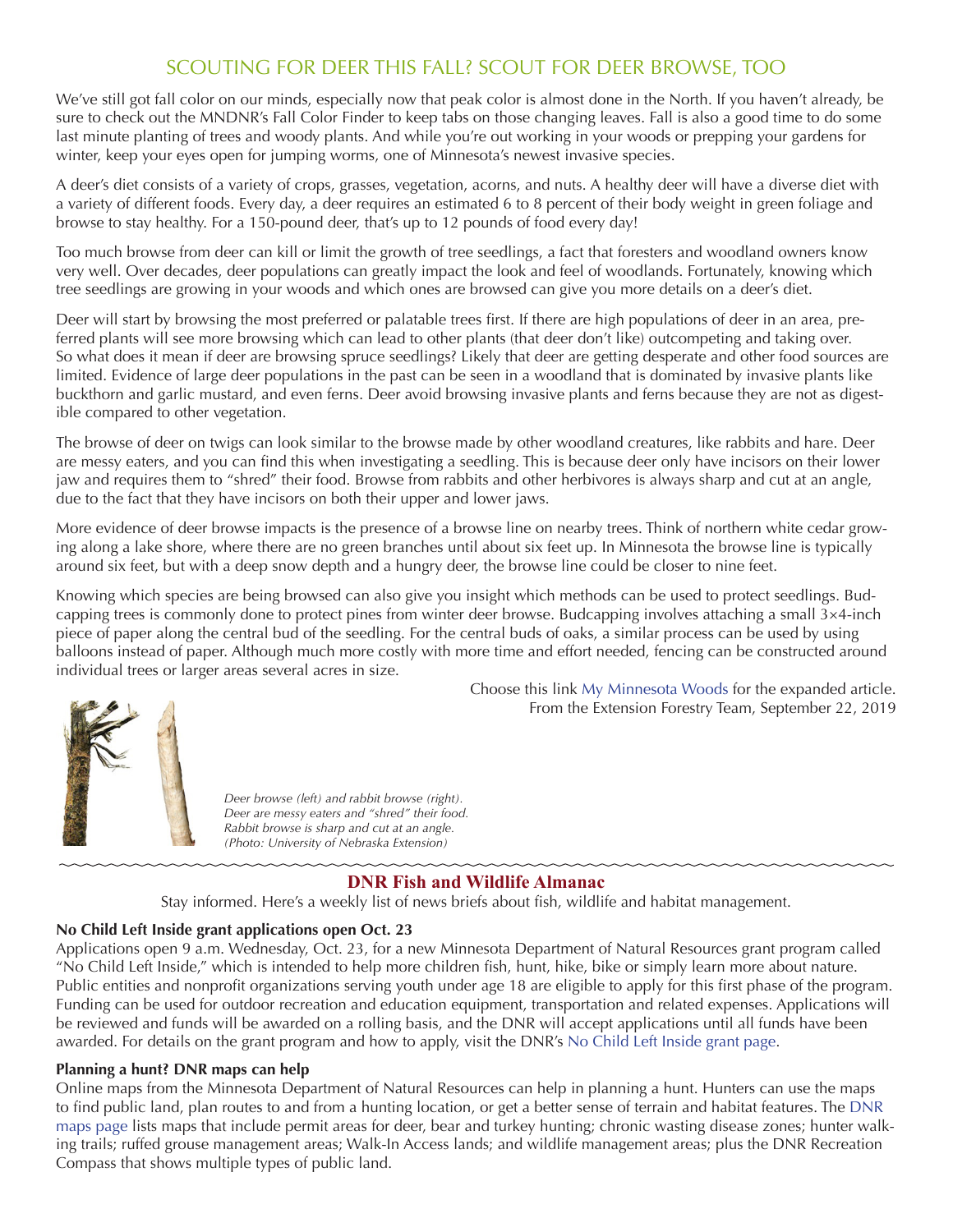## SCOUTING FOR DEER THIS FALL? SCOUT FOR DEER BROWSE, TOO

We've still got fall color on our minds, especially now that peak color is almost done in the North. If you haven't already, be sure to check out the MNDNR's Fall Color Finder to keep tabs on those changing leaves. Fall is also a good time to do some last minute planting of trees and woody plants. And while you're out working in your woods or prepping your gardens for winter, keep your eyes open for jumping worms, one of Minnesota's newest invasive species.

A deer's diet consists of a variety of crops, grasses, vegetation, acorns, and nuts. A healthy deer will have a diverse diet with a variety of different foods. Every day, a deer requires an estimated 6 to 8 percent of their body weight in green foliage and browse to stay healthy. For a 150-pound deer, that's up to 12 pounds of food every day!

Too much browse from deer can kill or limit the growth of tree seedlings, a fact that foresters and woodland owners know very well. Over decades, deer populations can greatly impact the look and feel of woodlands. Fortunately, knowing which tree seedlings are growing in your woods and which ones are browsed can give you more details on a deer's diet.

Deer will start by browsing the most preferred or palatable trees first. If there are high populations of deer in an area, preferred plants will see more browsing which can lead to other plants (that deer don't like) outcompeting and taking over. So what does it mean if deer are browsing spruce seedlings? Likely that deer are getting desperate and other food sources are limited. Evidence of large deer populations in the past can be seen in a woodland that is dominated by invasive plants like buckthorn and garlic mustard, and even ferns. Deer avoid browsing invasive plants and ferns because they are not as digestible compared to other vegetation.

The browse of deer on twigs can look similar to the browse made by other woodland creatures, like rabbits and hare. Deer are messy eaters, and you can find this when investigating a seedling. This is because deer only have incisors on their lower jaw and requires them to "shred" their food. Browse from rabbits and other herbivores is always sharp and cut at an angle, due to the fact that they have incisors on both their upper and lower jaws.

More evidence of deer browse impacts is the presence of a browse line on nearby trees. Think of northern white cedar growing along a lake shore, where there are no green branches until about six feet up. In Minnesota the browse line is typically around six feet, but with a deep snow depth and a hungry deer, the browse line could be closer to nine feet.

Knowing which species are being browsed can also give you insight which methods can be used to protect seedlings. Budcapping trees is commonly done to protect pines from winter deer browse. Budcapping involves attaching a small 3×4-inch piece of paper along the central bud of the seedling. For the central buds of oaks, a similar process can be used by using balloons instead of paper. Although much more costly with more time and effort needed, fencing can be constructed around individual trees or larger areas several acres in size.

Choose this link My Minnesota Woods for the expanded article.
From the Extension Forestry Team, September 22, 2019

*Deer browse (left) and rabbit browse (right). Deer are messy eaters and "shred" their food. Rabbit browse is sharp and cut at an angle. (Photo: University of Nebraska Extension)*

## DNR Fish and Wildlife Almanac

Stay informed. Here's a weekly list of news briefs about fish, wildlife and habitat management.

### No Child Left Inside grant applications open Oct. 23

Applications open 9 a.m. Wednesday, Oct. 23, for a new Minnesota Department of Natural Resources grant program called "No Child Left Inside," which is intended to help more children fish, hunt, hike, bike or simply learn more about nature. Public entities and nonprofit organizations serving youth under age 18 are eligible to apply for this first phase of the program. Funding can be used for outdoor recreation and education equipment, transportation and related expenses. Applications will be reviewed and funds will be awarded on a rolling basis, and the DNR will accept applications until all funds have been awarded. For details on the grant program and how to apply, visit the DNR's No Child Left Inside grant page.

### Planning a hunt? DNR maps can help

Online maps from the Minnesota Department of Natural Resources can help in planning a hunt. Hunters can use the maps to find public land, plan routes to and from a hunting location, or get a better sense of terrain and habitat features. The DNR maps page lists maps that include permit areas for deer, bear and turkey hunting; chronic wasting disease zones; hunter walking trails; ruffed grouse management areas; Walk-In Access lands; and wildlife management areas; plus the DNR Recreation Compass that shows multiple types of public land.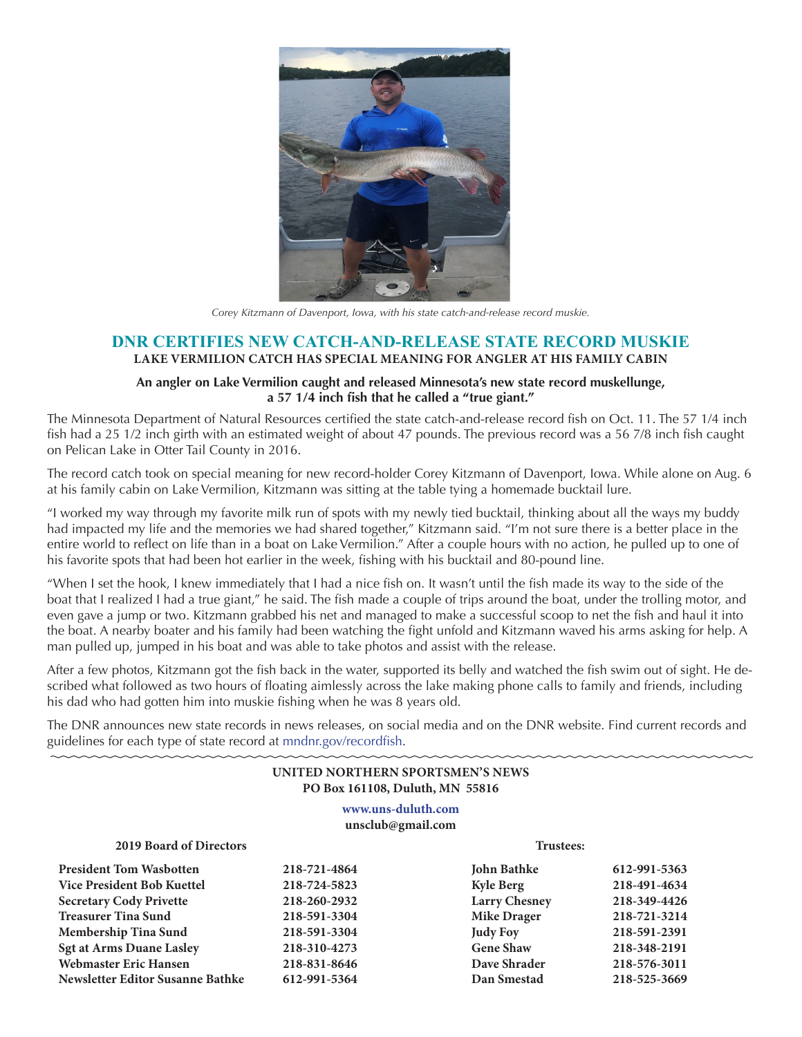*Corey Kitzmann of Davenport, Iowa, with his state catch-and-release record muskie.*

## DNR CERTIFIES NEW CATCH-AND-RELEASE STATE RECORD MUSKIE

**LAKE VERMILION CATCH HAS SPECIAL MEANING FOR ANGLER AT HIS FAMILY CABIN**

**An angler on Lake Vermilion caught and released Minnesota's new state record muskellunge, a 57 1/4 inch fish that he called a "true giant."**

The Minnesota Department of Natural Resources certified the state catch-and-release record fish on Oct. 11. The 57 1/4 inch fish had a 25 1/2 inch girth with an estimated weight of about 47 pounds. The previous record was a 56 7/8 inch fish caught on Pelican Lake in Otter Tail County in 2016.

The record catch took on special meaning for new record-holder Corey Kitzmann of Davenport, Iowa. While alone on Aug. 6 at his family cabin on Lake Vermilion, Kitzmann was sitting at the table tying a homemade bucktail lure.

"I worked my way through my favorite milk run of spots with my newly tied bucktail, thinking about all the ways my buddy had impacted my life and the memories we had shared together," Kitzmann said. "I'm not sure there is a better place in the entire world to reflect on life than in a boat on Lake Vermilion." After a couple hours with no action, he pulled up to one of his favorite spots that had been hot earlier in the week, fishing with his bucktail and 80-pound line.

"When I set the hook, I knew immediately that I had a nice fish on. It wasn't until the fish made its way to the side of the boat that I realized I had a true giant," he said. The fish made a couple of trips around the boat, under the trolling motor, and even gave a jump or two. Kitzmann grabbed his net and managed to make a successful scoop to net the fish and haul it into the boat. A nearby boater and his family had been watching the fight unfold and Kitzmann waved his arms asking for help. A man pulled up, jumped in his boat and was able to take photos and assist with the release.

After a few photos, Kitzmann got the fish back in the water, supported its belly and watched the fish swim out of sight. He described what followed as two hours of floating aimlessly across the lake making phone calls to family and friends, including his dad who had gotten him into muskie fishing when he was 8 years old.

The DNR announces new state records in news releases, on social media and on the DNR website. Find current records and guidelines for each type of state record at mndnr.gov/recordfish.

---

**UNITED NORTHERN SPORTSMEN'S NEWS**
**PO Box 161108, Duluth, MN 55816**

**www.uns-duluth.com**
**unsclub@gmail.com**

**2019 Board of Directors**

| | |
|---|---|
| **President Tom Wasbotten** | **218-721-4864** |
| **Vice President Bob Kuettel** | **218-724-5823** |
| **Secretary Cody Privette** | **218-260-2932** |
| **Treasurer Tina Sund** | **218-591-3304** |
| **Membership Tina Sund** | **218-591-3304** |
| **Sgt at Arms Duane Lasley** | **218-310-4273** |
| **Webmaster Eric Hansen** | **218-831-8646** |
| **Newsletter Editor Susanne Bathke** | **612-991-5364** |

**Trustees:**

| | |
|---|---|
| **John Bathke** | **612-991-5363** |
| **Kyle Berg** | **218-491-4634** |
| **Larry Chesney** | **218-349-4426** |
| **Mike Drager** | **218-721-3214** |
| **Judy Foy** | **218-591-2391** |
| **Gene Shaw** | **218-348-2191** |
| **Dave Shrader** | **218-576-3011** |
| **Dan Smestad** | **218-525-3669** |